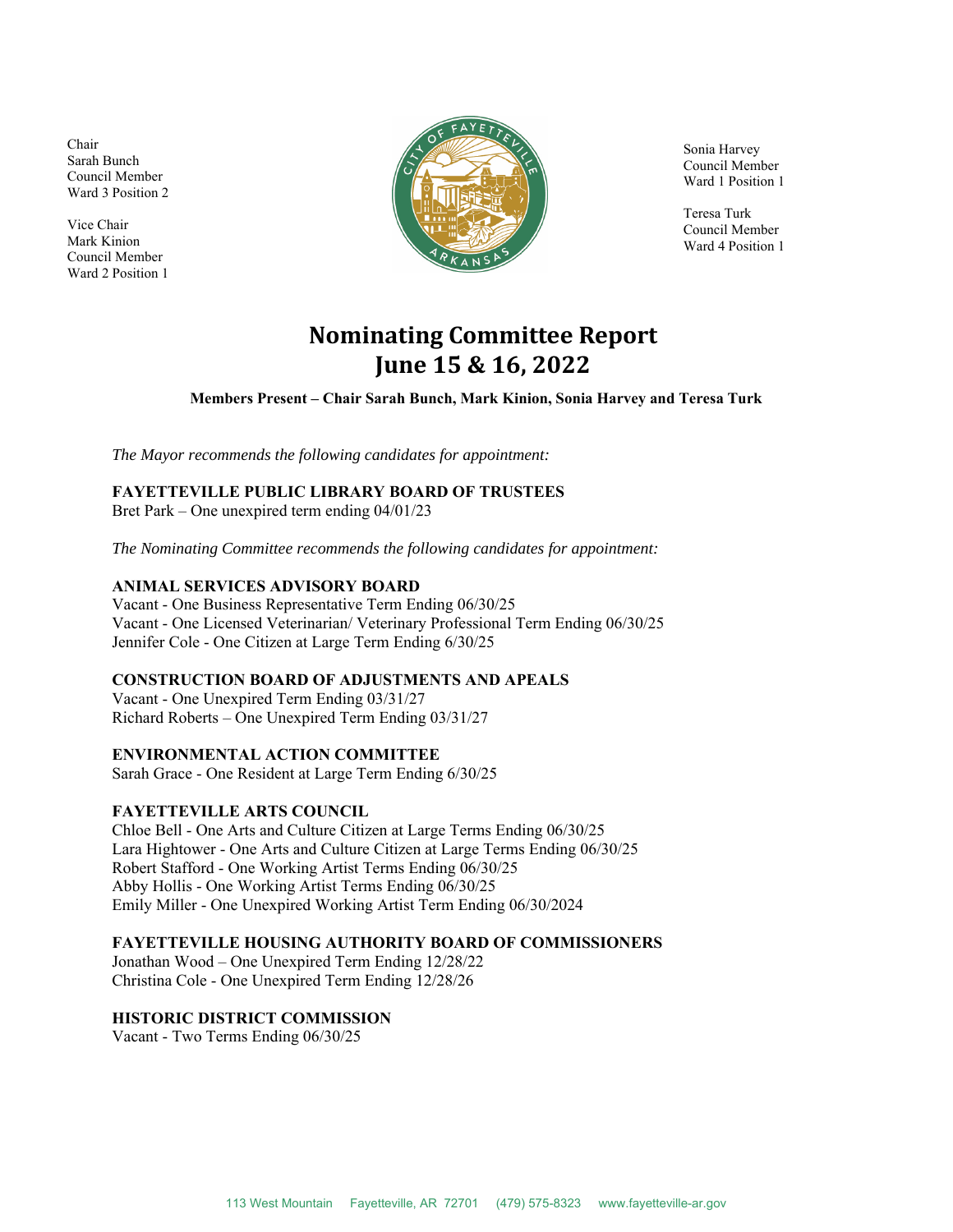Chair
Sarah Bunch
Council Member
Ward 3 Position 2

Vice Chair
Mark Kinion
Council Member
Ward 2 Position 1

Sonia Harvey
Council Member
Ward 1 Position 1

Teresa Turk
Council Member
Ward 4 Position 1

# Nominating Committee Report
# June 15 & 16, 2022

**Members Present – Chair Sarah Bunch, Mark Kinion, Sonia Harvey and Teresa Turk**

*The Mayor recommends the following candidates for appointment:*

**FAYETTEVILLE PUBLIC LIBRARY BOARD OF TRUSTEES**
Bret Park – One unexpired term ending 04/01/23

*The Nominating Committee recommends the following candidates for appointment:*

**ANIMAL SERVICES ADVISORY BOARD**
Vacant - One Business Representative Term Ending 06/30/25
Vacant - One Licensed Veterinarian/ Veterinary Professional Term Ending 06/30/25
Jennifer Cole - One Citizen at Large Term Ending 6/30/25

**CONSTRUCTION BOARD OF ADJUSTMENTS AND APEALS**
Vacant - One Unexpired Term Ending 03/31/27
Richard Roberts – One Unexpired Term Ending 03/31/27

**ENVIRONMENTAL ACTION COMMITTEE**
Sarah Grace - One Resident at Large Term Ending 6/30/25

**FAYETTEVILLE ARTS COUNCIL**
Chloe Bell - One Arts and Culture Citizen at Large Terms Ending 06/30/25
Lara Hightower - One Arts and Culture Citizen at Large Terms Ending 06/30/25
Robert Stafford - One Working Artist Terms Ending 06/30/25
Abby Hollis - One Working Artist Terms Ending 06/30/25
Emily Miller - One Unexpired Working Artist Term Ending 06/30/2024

**FAYETTEVILLE HOUSING AUTHORITY BOARD OF COMMISSIONERS**
Jonathan Wood – One Unexpired Term Ending 12/28/22
Christina Cole - One Unexpired Term Ending 12/28/26

**HISTORIC DISTRICT COMMISSION**
Vacant - Two Terms Ending 06/30/25

113 West Mountain Fayetteville, AR 72701 (479) 575-8323 www.fayetteville-ar.gov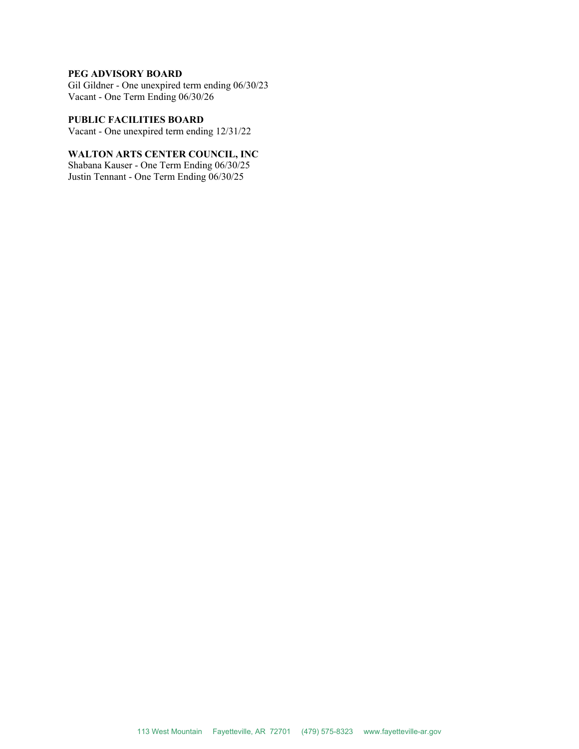**PEG ADVISORY BOARD**
Gil Gildner - One unexpired term ending 06/30/23
Vacant - One Term Ending 06/30/26

**PUBLIC FACILITIES BOARD**
Vacant - One unexpired term ending 12/31/22

**WALTON ARTS CENTER COUNCIL, INC**
Shabana Kauser - One Term Ending 06/30/25
Justin Tennant - One Term Ending 06/30/25